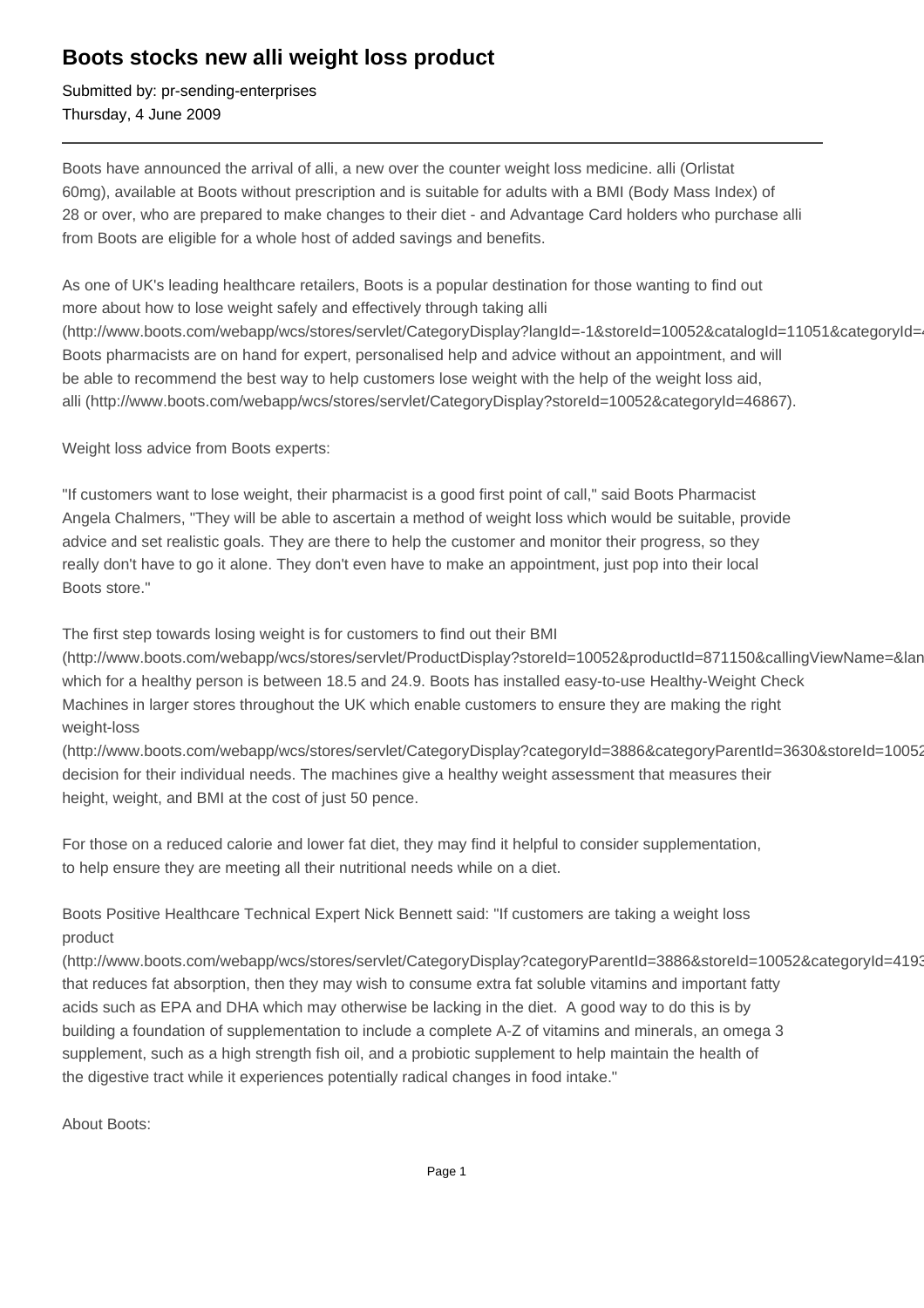# Boots stocks new alli weight loss product

Submitted by: pr-sending-enterprises
Thursday, 4 June 2009

---

Boots have announced the arrival of alli, a new over the counter weight loss medicine. alli (Orlistat 60mg), available at Boots without prescription and is suitable for adults with a BMI (Body Mass Index) of 28 or over, who are prepared to make changes to their diet - and Advantage Card holders who purchase alli from Boots are eligible for a whole host of added savings and benefits.

As one of UK's leading healthcare retailers, Boots is a popular destination for those wanting to find out more about how to lose weight safely and effectively through taking alli (http://www.boots.com/webapp/wcs/stores/servlet/CategoryDisplay?langId=-1&storeId=10052&catalogId=11051&categoryId=4 Boots pharmacists are on hand for expert, personalised help and advice without an appointment, and will be able to recommend the best way to help customers lose weight with the help of the weight loss aid, alli (http://www.boots.com/webapp/wcs/stores/servlet/CategoryDisplay?storeId=10052&categoryId=46867).

Weight loss advice from Boots experts:

"If customers want to lose weight, their pharmacist is a good first point of call," said Boots Pharmacist Angela Chalmers, "They will be able to ascertain a method of weight loss which would be suitable, provide advice and set realistic goals. They are there to help the customer and monitor their progress, so they really don't have to go it alone. They don't even have to make an appointment, just pop into their local Boots store."

The first step towards losing weight is for customers to find out their BMI (http://www.boots.com/webapp/wcs/stores/servlet/ProductDisplay?storeId=10052&productId=871150&callingViewName=&lan which for a healthy person is between 18.5 and 24.9. Boots has installed easy-to-use Healthy-Weight Check Machines in larger stores throughout the UK which enable customers to ensure they are making the right weight-loss (http://www.boots.com/webapp/wcs/stores/servlet/CategoryDisplay?categoryId=3886&categoryParentId=3630&storeId=10052 decision for their individual needs. The machines give a healthy weight assessment that measures their height, weight, and BMI at the cost of just 50 pence.

For those on a reduced calorie and lower fat diet, they may find it helpful to consider supplementation, to help ensure they are meeting all their nutritional needs while on a diet.

Boots Positive Healthcare Technical Expert Nick Bennett said: "If customers are taking a weight loss product (http://www.boots.com/webapp/wcs/stores/servlet/CategoryDisplay?categoryParentId=3886&storeId=10052&categoryId=4193 that reduces fat absorption, then they may wish to consume extra fat soluble vitamins and important fatty acids such as EPA and DHA which may otherwise be lacking in the diet. A good way to do this is by building a foundation of supplementation to include a complete A-Z of vitamins and minerals, an omega 3 supplement, such as a high strength fish oil, and a probiotic supplement to help maintain the health of the digestive tract while it experiences potentially radical changes in food intake."

About Boots: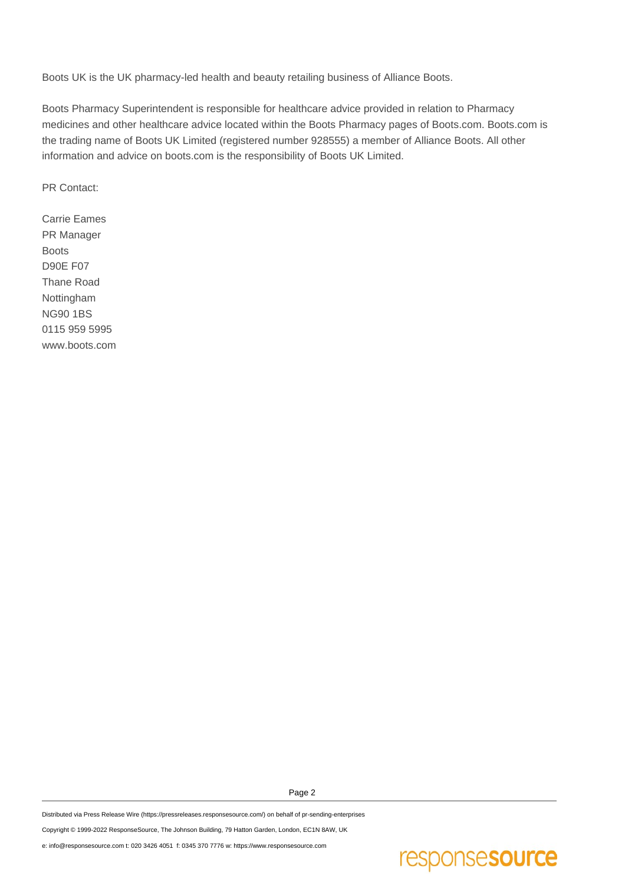Boots UK is the UK pharmacy-led health and beauty retailing business of Alliance Boots.

Boots Pharmacy Superintendent is responsible for healthcare advice provided in relation to Pharmacy medicines and other healthcare advice located within the Boots Pharmacy pages of Boots.com. Boots.com is the trading name of Boots UK Limited (registered number 928555) a member of Alliance Boots. All other information and advice on boots.com is the responsibility of Boots UK Limited.

PR Contact:

Carrie Eames  
PR Manager  
Boots  
D90E F07  
Thane Road  
Nottingham  
NG90 1BS  
0115 959 5995  
www.boots.com

Distributed via Press Release Wire (https://pressreleases.responsesource.com/) on behalf of pr-sending-enterprises

Copyright © 1999-2022 ResponseSource, The Johnson Building, 79 Hatton Garden, London, EC1N 8AW, UK

e: info@responsesource.com t: 020 3426 4051 f: 0345 370 7776 w: https://www.responsesource.com

responsesource